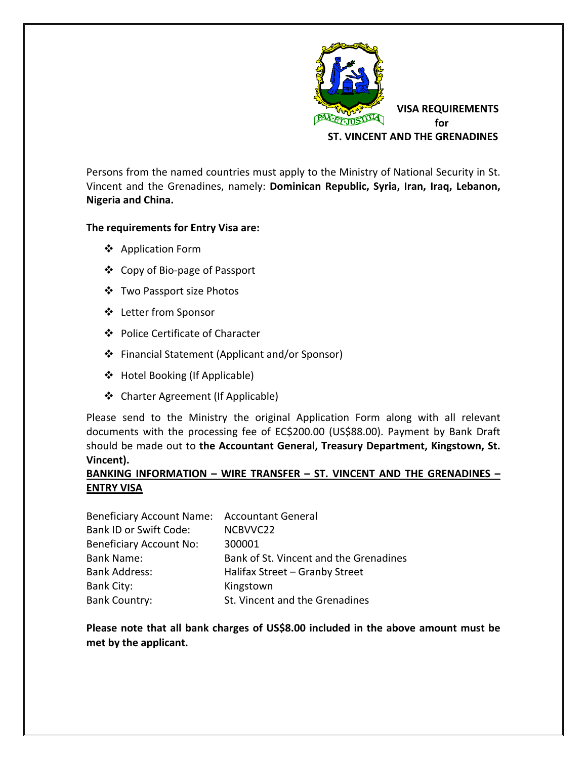# VISA REQUIREMENTS for ST. VINCENT AND THE GRENADINES

Persons from the named countries must apply to the Ministry of National Security in St. Vincent and the Grenadines, namely: **Dominican Republic, Syria, Iran, Iraq, Lebanon, Nigeria and China.**

**The requirements for Entry Visa are:**

- Application Form
- Copy of Bio-page of Passport
- Two Passport size Photos
- Letter from Sponsor
- Police Certificate of Character
- Financial Statement (Applicant and/or Sponsor)
- Hotel Booking (If Applicable)
- Charter Agreement (If Applicable)

Please send to the Ministry the original Application Form along with all relevant documents with the processing fee of EC$200.00 (US$88.00). Payment by Bank Draft should be made out to **the Accountant General, Treasury Department, Kingstown, St. Vincent).**

**BANKING INFORMATION – WIRE TRANSFER – ST. VINCENT AND THE GRENADINES – ENTRY VISA**

| | |
|---|---|
| Beneficiary Account Name: | Accountant General |
| Bank ID or Swift Code: | NCBVVC22 |
| Beneficiary Account No: | 300001 |
| Bank Name: | Bank of St. Vincent and the Grenadines |
| Bank Address: | Halifax Street – Granby Street |
| Bank City: | Kingstown |
| Bank Country: | St. Vincent and the Grenadines |

**Please note that all bank charges of US$8.00 included in the above amount must be met by the applicant.**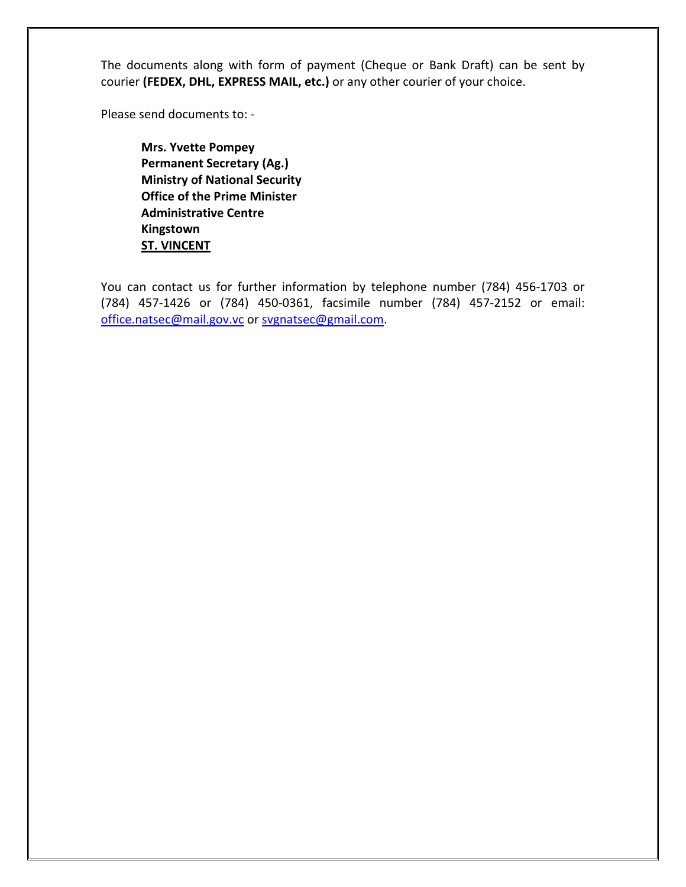The documents along with form of payment (Cheque or Bank Draft) can be sent by courier **(FEDEX, DHL, EXPRESS MAIL, etc.)** or any other courier of your choice.

Please send documents to: -

> **Mrs. Yvette Pompey**
> **Permanent Secretary (Ag.)**
> **Ministry of National Security**
> **Office of the Prime Minister**
> **Administrative Centre**
> **Kingstown**
> **<u>ST. VINCENT</u>**

You can contact us for further information by telephone number (784) 456-1703 or (784) 457-1426 or (784) 450-0361, facsimile number (784) 457-2152 or email: office.natsec@mail.gov.vc or svgnatsec@gmail.com.